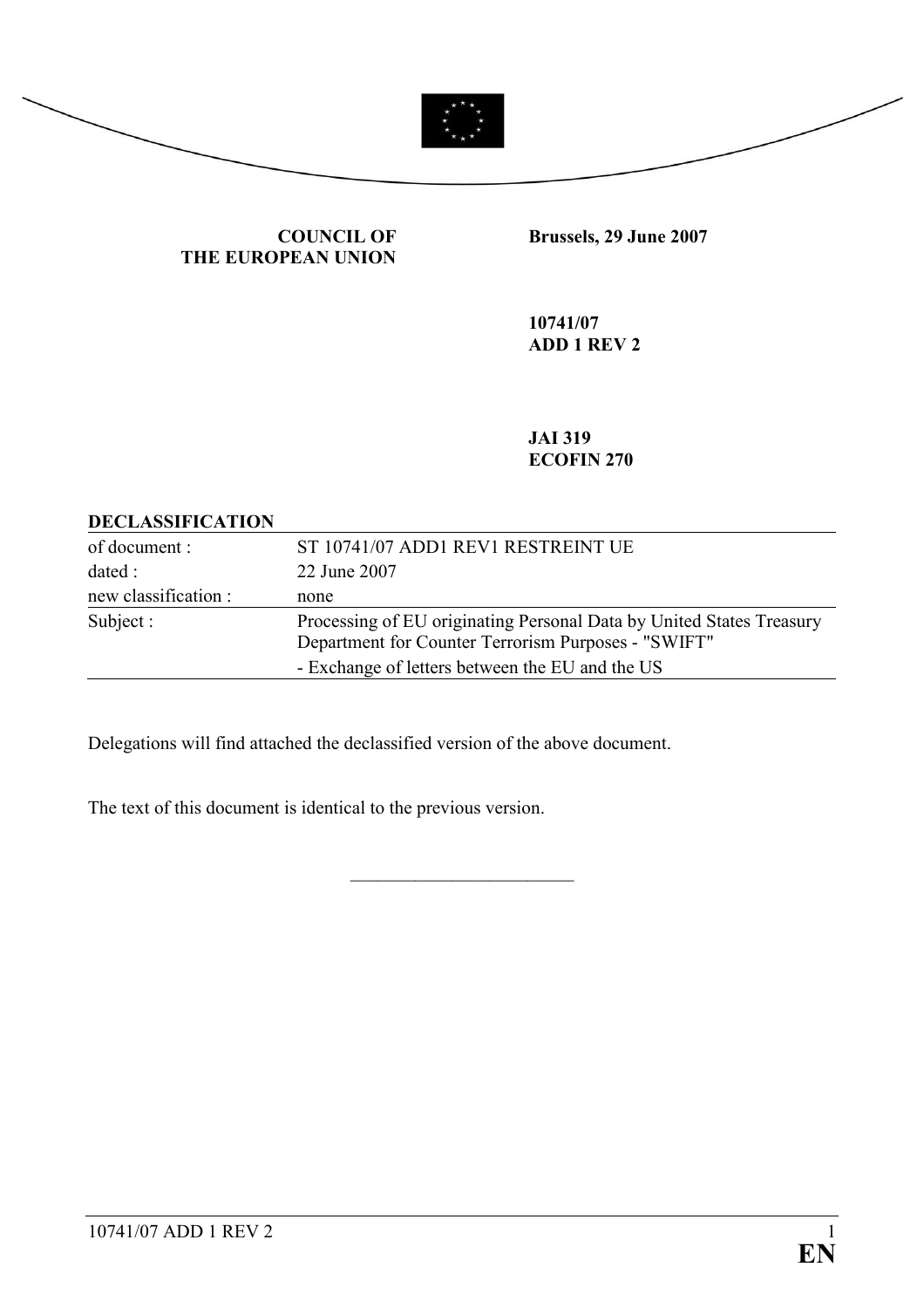**COUNCIL OF THE EUROPEAN UNION**

**Brussels, 29 June 2007**

**10741/07**
**ADD 1 REV 2**

**JAI 319**
**ECOFIN 270**

| **DECLASSIFICATION** | |
|---|---|
| of document : | ST 10741/07 ADD1 REV1 RESTREINT UE |
| dated : | 22 June 2007 |
| new classification : | none |
| Subject : | Processing of EU originating Personal Data by United States Treasury Department for Counter Terrorism Purposes - "SWIFT"<br>- Exchange of letters between the EU and the US |

Delegations will find attached the declassified version of the above document.

The text of this document is identical to the previous version.

\_\_\_\_\_\_\_\_\_\_\_\_\_\_\_\_\_\_\_\_\_\_\_\_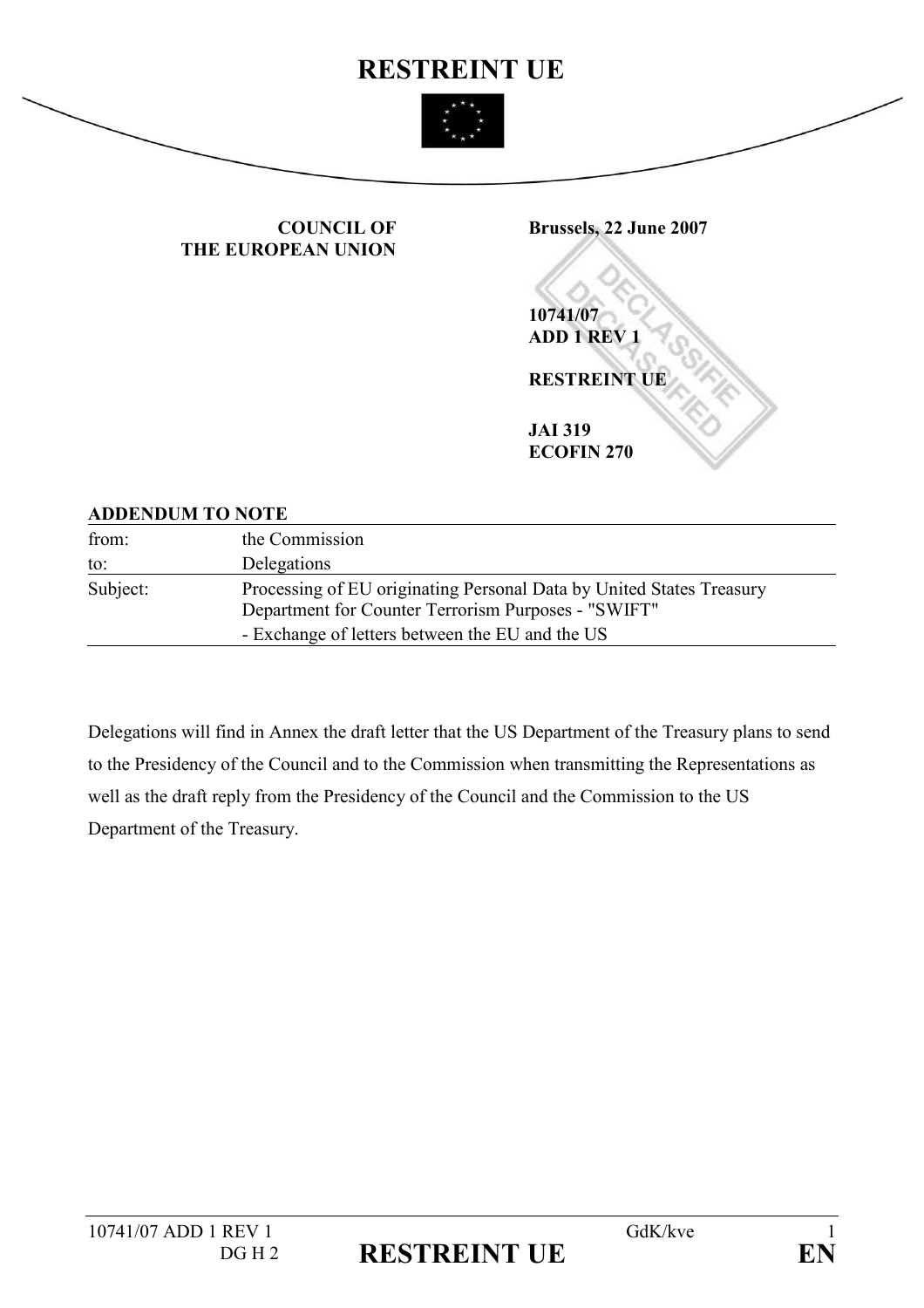# RESTREINT UE

**COUNCIL OF THE EUROPEAN UNION**

**Brussels, 22 June 2007**

**10741/07**
**ADD 1 REV 1**

**RESTREINT UE**

**JAI 319**
**ECOFIN 270**

**ADDENDUM TO NOTE**

| | |
|---|---|
| from: | the Commission |
| to: | Delegations |
| Subject: | Processing of EU originating Personal Data by United States Treasury Department for Counter Terrorism Purposes - "SWIFT"<br>- Exchange of letters between the EU and the US |

Delegations will find in Annex the draft letter that the US Department of the Treasury plans to send to the Presidency of the Council and to the Commission when transmitting the Representations as well as the draft reply from the Presidency of the Council and the Commission to the US Department of the Treasury.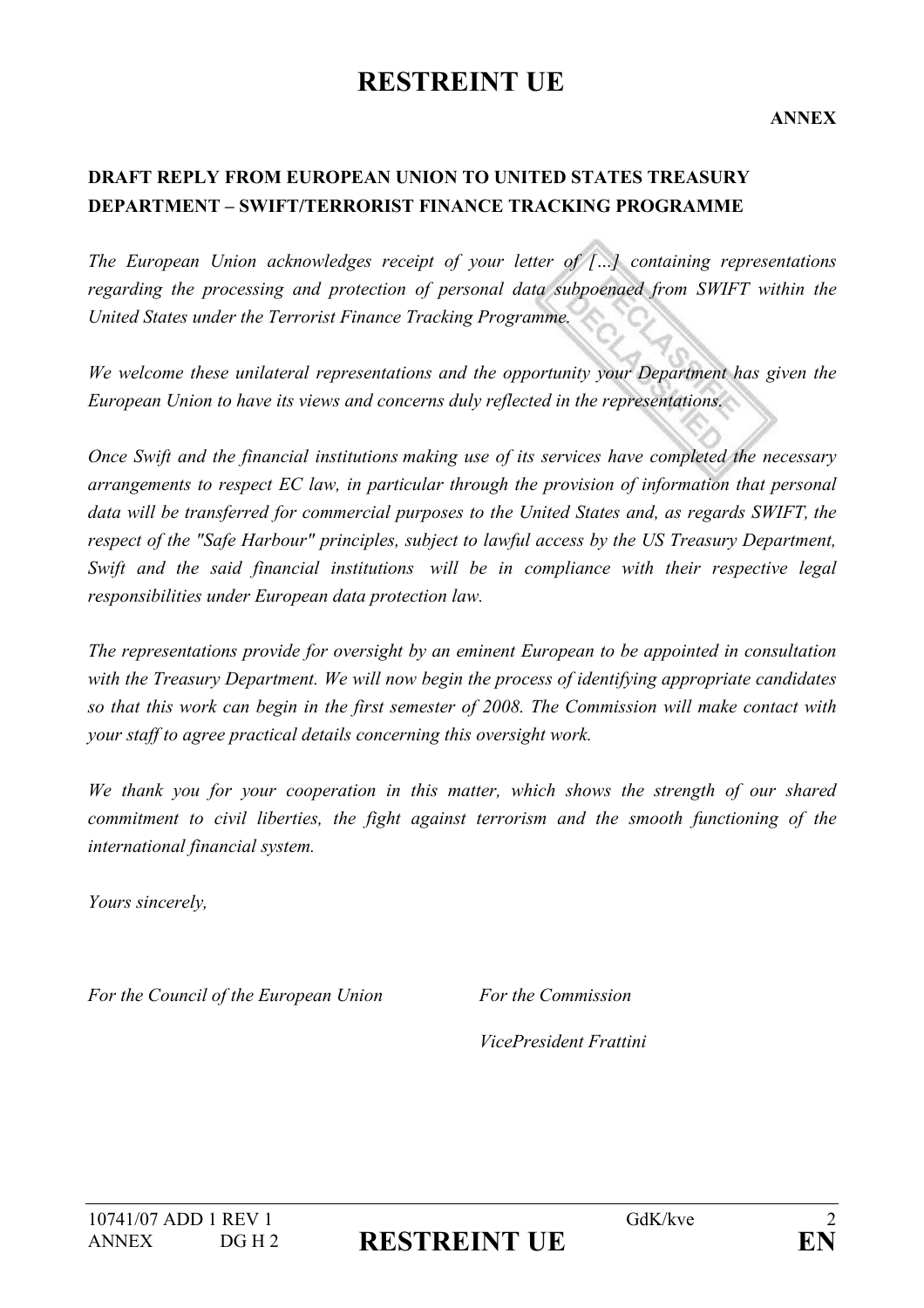**ANNEX**

**DRAFT REPLY FROM EUROPEAN UNION TO UNITED STATES TREASURY DEPARTMENT – SWIFT/TERRORIST FINANCE TRACKING PROGRAMME**

*The European Union acknowledges receipt of your letter of […] containing representations regarding the processing and protection of personal data subpoenaed from SWIFT within the United States under the Terrorist Finance Tracking Programme.*

*We welcome these unilateral representations and the opportunity your Department has given the European Union to have its views and concerns duly reflected in the representations.*

*Once Swift and the financial institutions making use of its services have completed the necessary arrangements to respect EC law, in particular through the provision of information that personal data will be transferred for commercial purposes to the United States and, as regards SWIFT, the respect of the "Safe Harbour" principles, subject to lawful access by the US Treasury Department, Swift and the said financial institutions will be in compliance with their respective legal responsibilities under European data protection law.*

*The representations provide for oversight by an eminent European to be appointed in consultation with the Treasury Department. We will now begin the process of identifying appropriate candidates so that this work can begin in the first semester of 2008. The Commission will make contact with your staff to agree practical details concerning this oversight work.*

*We thank you for your cooperation in this matter, which shows the strength of our shared commitment to civil liberties, the fight against terrorism and the smooth functioning of the international financial system.*

*Yours sincerely,*

*For the Council of the European Union*

*For the Commission*

*VicePresident Frattini*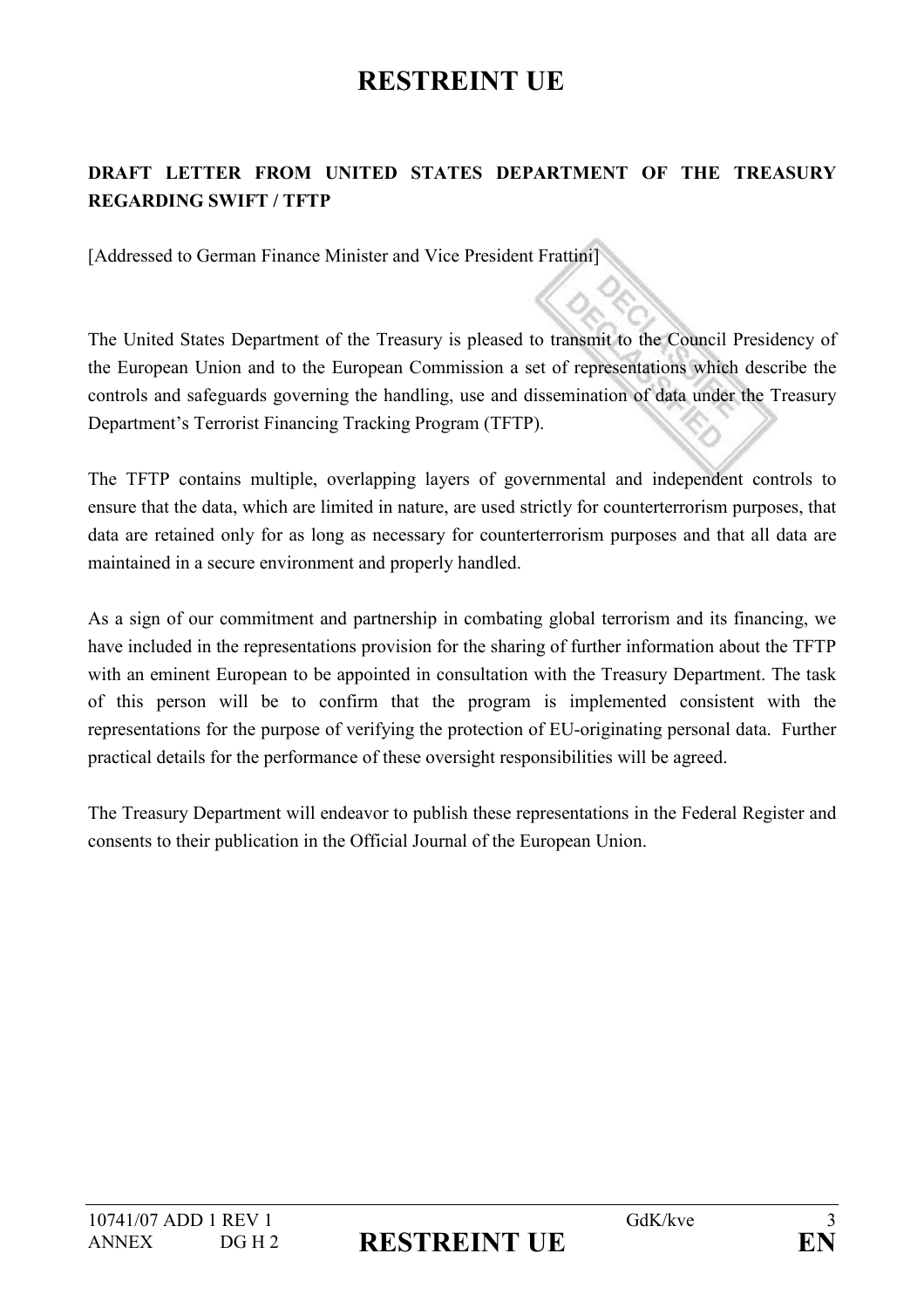**DRAFT LETTER FROM UNITED STATES DEPARTMENT OF THE TREASURY REGARDING SWIFT / TFTP**

[Addressed to German Finance Minister and Vice President Frattini]

The United States Department of the Treasury is pleased to transmit to the Council Presidency of the European Union and to the European Commission a set of representations which describe the controls and safeguards governing the handling, use and dissemination of data under the Treasury Department's Terrorist Financing Tracking Program (TFTP).

The TFTP contains multiple, overlapping layers of governmental and independent controls to ensure that the data, which are limited in nature, are used strictly for counterterrorism purposes, that data are retained only for as long as necessary for counterterrorism purposes and that all data are maintained in a secure environment and properly handled.

As a sign of our commitment and partnership in combating global terrorism and its financing, we have included in the representations provision for the sharing of further information about the TFTP with an eminent European to be appointed in consultation with the Treasury Department. The task of this person will be to confirm that the program is implemented consistent with the representations for the purpose of verifying the protection of EU-originating personal data. Further practical details for the performance of these oversight responsibilities will be agreed.

The Treasury Department will endeavor to publish these representations in the Federal Register and consents to their publication in the Official Journal of the European Union.